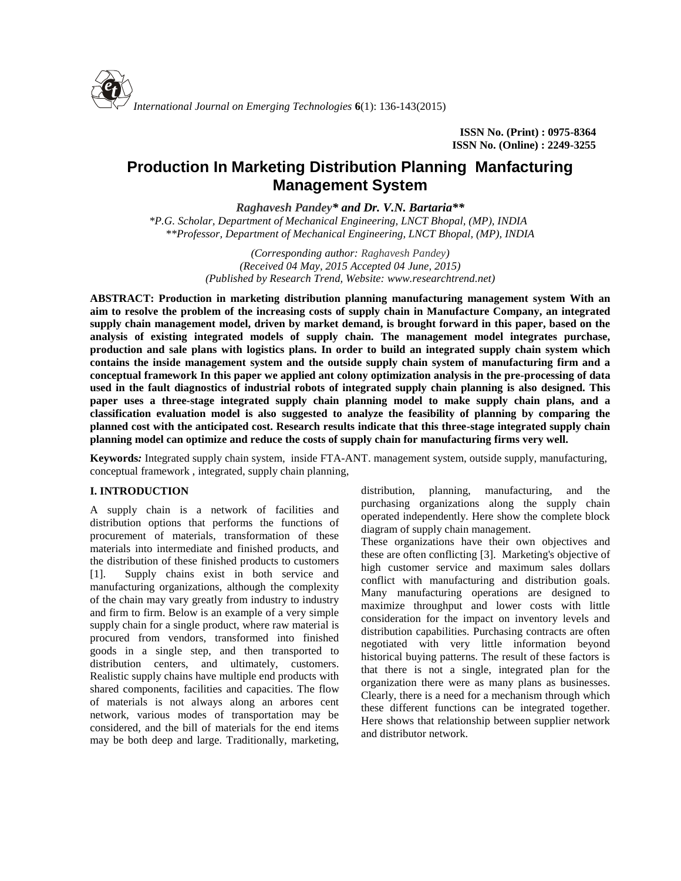ISSN No. (Print) : 0975-8364
ISSN No. (Online) : 2249-3255

# Production In Marketing Distribution Planning Manfacturing Management System

***Raghavesh Pandey\* and Dr. V.N. Bartaria\*\****

*\*P.G. Scholar, Department of Mechanical Engineering, LNCT Bhopal, (MP), INDIA*
*\*\*Professor, Department of Mechanical Engineering, LNCT Bhopal, (MP), INDIA*

*(Corresponding author: Raghavesh Pandey)*
*(Received 04 May, 2015 Accepted 04 June, 2015)*
*(Published by Research Trend, Website: www.researchtrend.net)*

**ABSTRACT: Production in marketing distribution planning manufacturing management system With an aim to resolve the problem of the increasing costs of supply chain in Manufacture Company, an integrated supply chain management model, driven by market demand, is brought forward in this paper, based on the analysis of existing integrated models of supply chain. The management model integrates purchase, production and sale plans with logistics plans. In order to build an integrated supply chain system which contains the inside management system and the outside supply chain system of manufacturing firm and a conceptual framework In this paper we applied ant colony optimization analysis in the pre-processing of data used in the fault diagnostics of industrial robots of integrated supply chain planning is also designed. This paper uses a three-stage integrated supply chain planning model to make supply chain plans, and a classification evaluation model is also suggested to analyze the feasibility of planning by comparing the planned cost with the anticipated cost. Research results indicate that this three-stage integrated supply chain planning model can optimize and reduce the costs of supply chain for manufacturing firms very well.**

**Keywords*:*** Integrated supply chain system, inside FTA-ANT. management system, outside supply, manufacturing, conceptual framework , integrated, supply chain planning,

## I. INTRODUCTION

A supply chain is a network of facilities and distribution options that performs the functions of procurement of materials, transformation of these materials into intermediate and finished products, and the distribution of these finished products to customers [1]. Supply chains exist in both service and manufacturing organizations, although the complexity of the chain may vary greatly from industry to industry and firm to firm. Below is an example of a very simple supply chain for a single product, where raw material is procured from vendors, transformed into finished goods in a single step, and then transported to distribution centers, and ultimately, customers. Realistic supply chains have multiple end products with shared components, facilities and capacities. The flow of materials is not always along an arbores cent network, various modes of transportation may be considered, and the bill of materials for the end items may be both deep and large. Traditionally, marketing, distribution, planning, manufacturing, and the purchasing organizations along the supply chain operated independently. Here show the complete block diagram of supply chain management.

These organizations have their own objectives and these are often conflicting [3]. Marketing's objective of high customer service and maximum sales dollars conflict with manufacturing and distribution goals. Many manufacturing operations are designed to maximize throughput and lower costs with little consideration for the impact on inventory levels and distribution capabilities. Purchasing contracts are often negotiated with very little information beyond historical buying patterns. The result of these factors is that there is not a single, integrated plan for the organization there were as many plans as businesses. Clearly, there is a need for a mechanism through which these different functions can be integrated together. Here shows that relationship between supplier network and distributor network.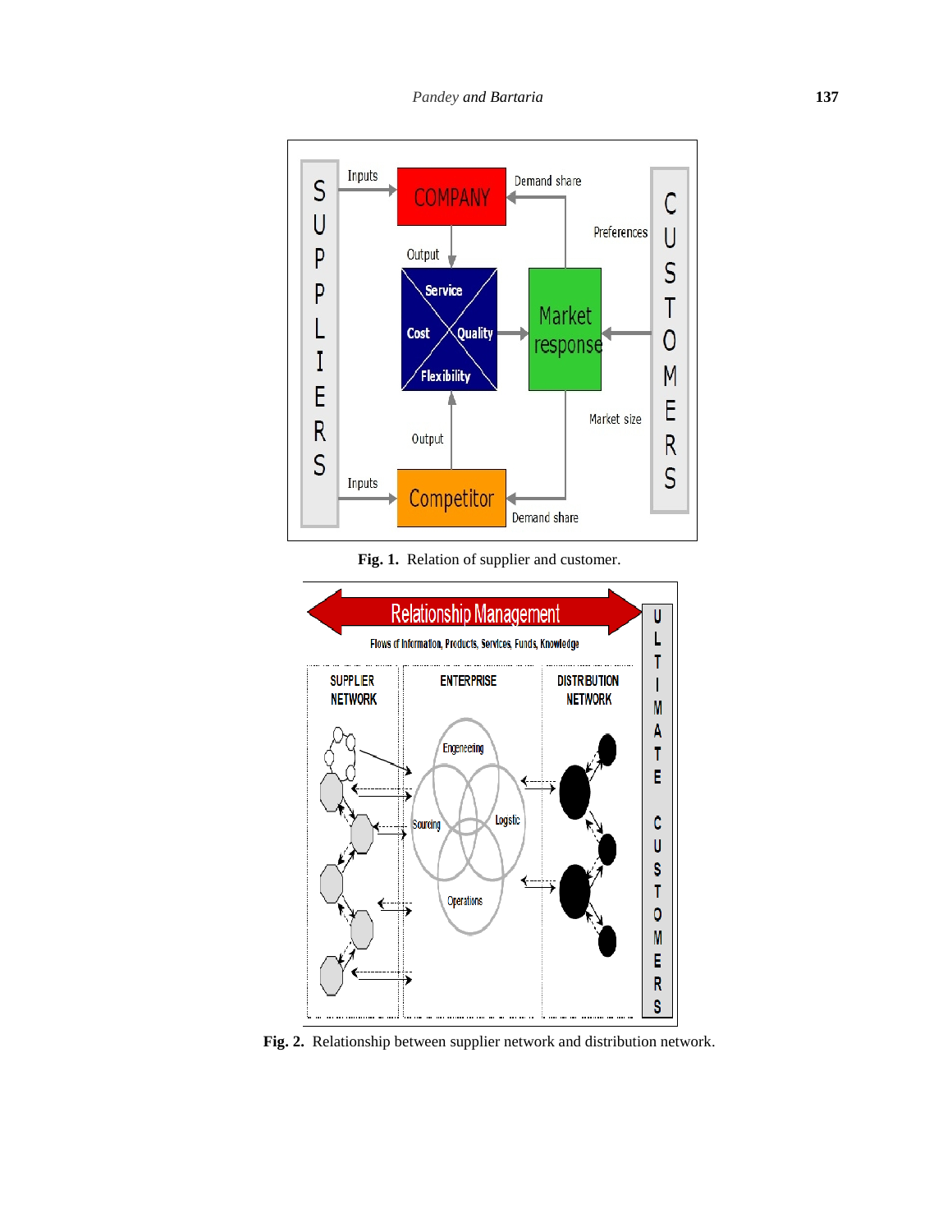**Fig. 1.** Relation of supplier and customer.

**Fig. 2.** Relationship between supplier network and distribution network.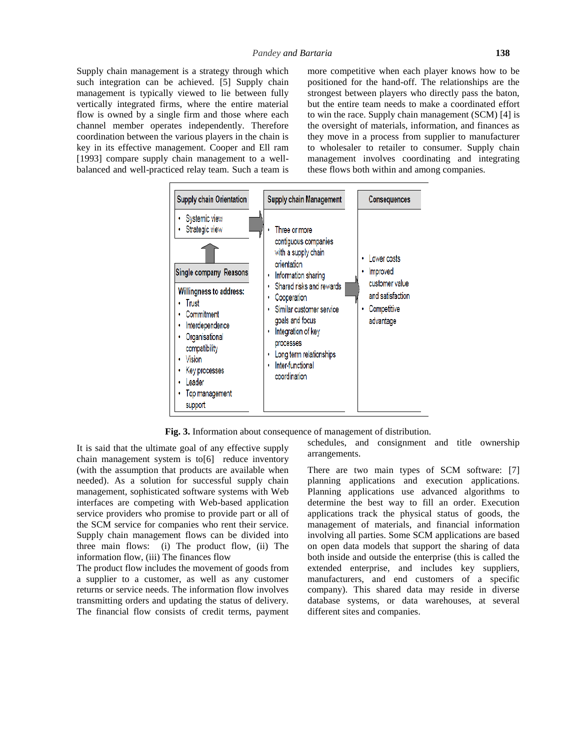Supply chain management is a strategy through which such integration can be achieved. [5] Supply chain management is typically viewed to lie between fully vertically integrated firms, where the entire material flow is owned by a single firm and those where each channel member operates independently. Therefore coordination between the various players in the chain is key in its effective management. Cooper and Ell ram [1993] compare supply chain management to a well-balanced and well-practiced relay team. Such a team is more competitive when each player knows how to be positioned for the hand-off. The relationships are the strongest between players who directly pass the baton, but the entire team needs to make a coordinated effort to win the race. Supply chain management (SCM) [4] is the oversight of materials, information, and finances as they move in a process from supplier to manufacturer to wholesaler to retailer to consumer. Supply chain management involves coordinating and integrating these flows both within and among companies.

| Supply chain Orientation | Supply chain Management | Consequences |
|---|---|---|
| • Systemic view<br>• Strategic view<br><br>**Single company Reasons**<br>Willingness to address:<br>• Trust<br>• Commitment<br>• Interdependence<br>• Organisational compatibility<br>• Vision<br>• Key processes<br>• Leader<br>• Top management support | • Three or more contiguous companies with a supply chain orientation<br>• Information sharing<br>• Shared risks and rewards<br>• Cooperation<br>• Similar customer service goals and focus<br>• Integration of key processes<br>• Long term relationships<br>• Inter-functional coordination | • Lower costs<br>• Improved customer value and satisfaction<br>• Competitive advantage |

**Fig. 3.** Information about consequence of management of distribution.

It is said that the ultimate goal of any effective supply chain management system is to[6] reduce inventory (with the assumption that products are available when needed). As a solution for successful supply chain management, sophisticated software systems with Web interfaces are competing with Web-based application service providers who promise to provide part or all of the SCM service for companies who rent their service. Supply chain management flows can be divided into three main flows: (i) The product flow, (ii) The information flow, (iii) The finances flow

The product flow includes the movement of goods from a supplier to a customer, as well as any customer returns or service needs. The information flow involves transmitting orders and updating the status of delivery. The financial flow consists of credit terms, payment schedules, and consignment and title ownership arrangements.

There are two main types of SCM software: [7] planning applications and execution applications. Planning applications use advanced algorithms to determine the best way to fill an order. Execution applications track the physical status of goods, the management of materials, and financial information involving all parties. Some SCM applications are based on open data models that support the sharing of data both inside and outside the enterprise (this is called the extended enterprise, and includes key suppliers, manufacturers, and end customers of a specific company). This shared data may reside in diverse database systems, or data warehouses, at several different sites and companies.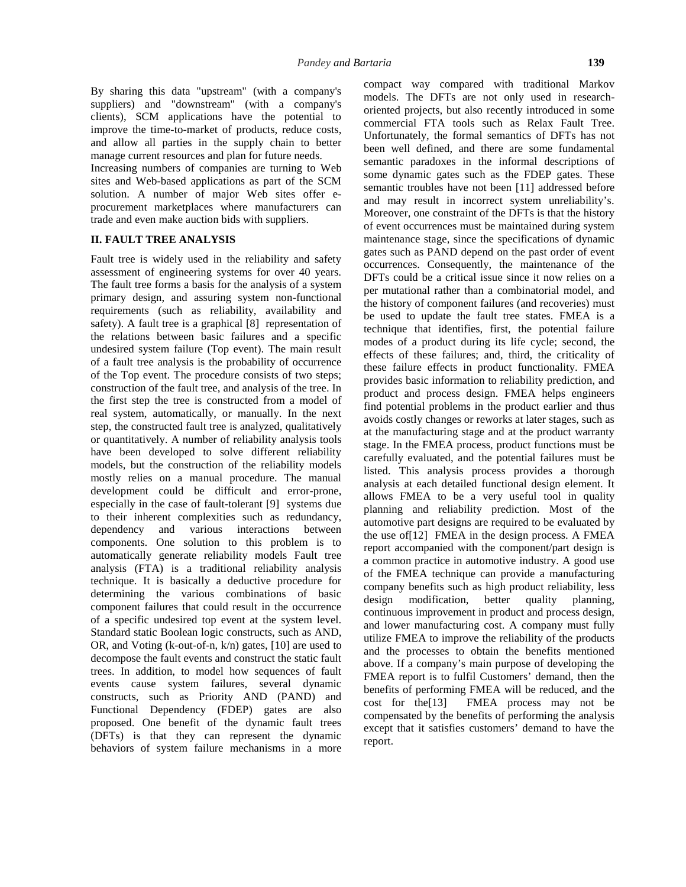By sharing this data "upstream" (with a company's suppliers) and "downstream" (with a company's clients), SCM applications have the potential to improve the time-to-market of products, reduce costs, and allow all parties in the supply chain to better manage current resources and plan for future needs.
Increasing numbers of companies are turning to Web sites and Web-based applications as part of the SCM solution. A number of major Web sites offer e-procurement marketplaces where manufacturers can trade and even make auction bids with suppliers.

## II. FAULT TREE ANALYSIS

Fault tree is widely used in the reliability and safety assessment of engineering systems for over 40 years. The fault tree forms a basis for the analysis of a system primary design, and assuring system non-functional requirements (such as reliability, availability and safety). A fault tree is a graphical [8] representation of the relations between basic failures and a specific undesired system failure (Top event). The main result of a fault tree analysis is the probability of occurrence of the Top event. The procedure consists of two steps; construction of the fault tree, and analysis of the tree. In the first step the tree is constructed from a model of real system, automatically, or manually. In the next step, the constructed fault tree is analyzed, qualitatively or quantitatively. A number of reliability analysis tools have been developed to solve different reliability models, but the construction of the reliability models mostly relies on a manual procedure. The manual development could be difficult and error-prone, especially in the case of fault-tolerant [9] systems due to their inherent complexities such as redundancy, dependency and various interactions between components. One solution to this problem is to automatically generate reliability models Fault tree analysis (FTA) is a traditional reliability analysis technique. It is basically a deductive procedure for determining the various combinations of basic component failures that could result in the occurrence of a specific undesired top event at the system level. Standard static Boolean logic constructs, such as AND, OR, and Voting (k-out-of-n, k/n) gates, [10] are used to decompose the fault events and construct the static fault trees. In addition, to model how sequences of fault events cause system failures, several dynamic constructs, such as Priority AND (PAND) and Functional Dependency (FDEP) gates are also proposed. One benefit of the dynamic fault trees (DFTs) is that they can represent the dynamic behaviors of system failure mechanisms in a more compact way compared with traditional Markov models. The DFTs are not only used in research-oriented projects, but also recently introduced in some commercial FTA tools such as Relax Fault Tree. Unfortunately, the formal semantics of DFTs has not been well defined, and there are some fundamental semantic paradoxes in the informal descriptions of some dynamic gates such as the FDEP gates. These semantic troubles have not been [11] addressed before and may result in incorrect system unreliability's. Moreover, one constraint of the DFTs is that the history of event occurrences must be maintained during system maintenance stage, since the specifications of dynamic gates such as PAND depend on the past order of event occurrences. Consequently, the maintenance of the DFTs could be a critical issue since it now relies on a per mutational rather than a combinatorial model, and the history of component failures (and recoveries) must be used to update the fault tree states. FMEA is a technique that identifies, first, the potential failure modes of a product during its life cycle; second, the effects of these failures; and, third, the criticality of these failure effects in product functionality. FMEA provides basic information to reliability prediction, and product and process design. FMEA helps engineers find potential problems in the product earlier and thus avoids costly changes or reworks at later stages, such as at the manufacturing stage and at the product warranty stage. In the FMEA process, product functions must be carefully evaluated, and the potential failures must be listed. This analysis process provides a thorough analysis at each detailed functional design element. It allows FMEA to be a very useful tool in quality planning and reliability prediction. Most of the automotive part designs are required to be evaluated by the use of[12] FMEA in the design process. A FMEA report accompanied with the component/part design is a common practice in automotive industry. A good use of the FMEA technique can provide a manufacturing company benefits such as high product reliability, less design modification, better quality planning, continuous improvement in product and process design, and lower manufacturing cost. A company must fully utilize FMEA to improve the reliability of the products and the processes to obtain the benefits mentioned above. If a company's main purpose of developing the FMEA report is to fulfil Customers' demand, then the benefits of performing FMEA will be reduced, and the cost for the[13] FMEA process may not be compensated by the benefits of performing the analysis except that it satisfies customers' demand to have the report.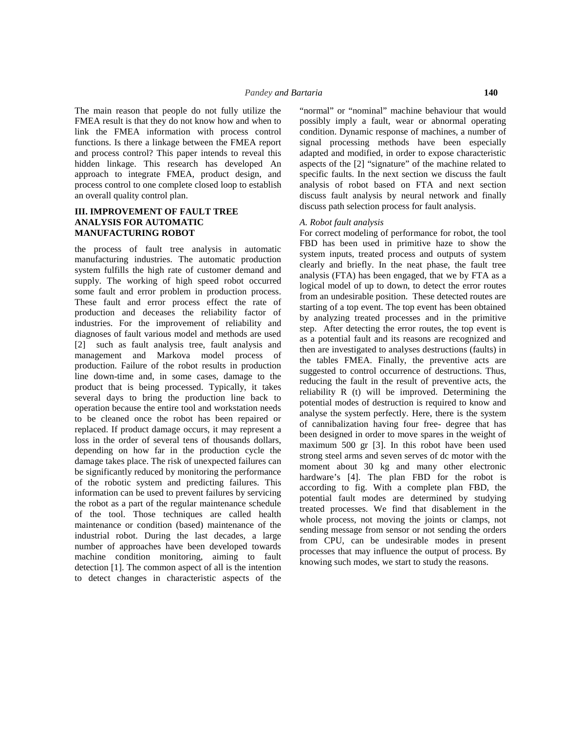The main reason that people do not fully utilize the FMEA result is that they do not know how and when to link the FMEA information with process control functions. Is there a linkage between the FMEA report and process control? This paper intends to reveal this hidden linkage. This research has developed An approach to integrate FMEA, product design, and process control to one complete closed loop to establish an overall quality control plan.

## III. IMPROVEMENT OF FAULT TREE ANALYSIS FOR AUTOMATIC MANUFACTURING ROBOT

the process of fault tree analysis in automatic manufacturing industries. The automatic production system fulfills the high rate of customer demand and supply. The working of high speed robot occurred some fault and error problem in production process. These fault and error process effect the rate of production and deceases the reliability factor of industries. For the improvement of reliability and diagnoses of fault various model and methods are used [2] such as fault analysis tree, fault analysis and management and Markova model process of production. Failure of the robot results in production line down-time and, in some cases, damage to the product that is being processed. Typically, it takes several days to bring the production line back to operation because the entire tool and workstation needs to be cleaned once the robot has been repaired or replaced. If product damage occurs, it may represent a loss in the order of several tens of thousands dollars, depending on how far in the production cycle the damage takes place. The risk of unexpected failures can be significantly reduced by monitoring the performance of the robotic system and predicting failures. This information can be used to prevent failures by servicing the robot as a part of the regular maintenance schedule of the tool. Those techniques are called health maintenance or condition (based) maintenance of the industrial robot. During the last decades, a large number of approaches have been developed towards machine condition monitoring, aiming to fault detection [1]. The common aspect of all is the intention to detect changes in characteristic aspects of the "normal" or "nominal" machine behaviour that would possibly imply a fault, wear or abnormal operating condition. Dynamic response of machines, a number of signal processing methods have been especially adapted and modified, in order to expose characteristic aspects of the [2] "signature" of the machine related to specific faults. In the next section we discuss the fault analysis of robot based on FTA and next section discuss fault analysis by neural network and finally discuss path selection process for fault analysis.

### *A. Robot fault analysis*

For correct modeling of performance for robot, the tool FBD has been used in primitive haze to show the system inputs, treated process and outputs of system clearly and briefly. In the neat phase, the fault tree analysis (FTA) has been engaged, that we by FTA as a logical model of up to down, to detect the error routes from an undesirable position. These detected routes are starting of a top event. The top event has been obtained by analyzing treated processes and in the primitive step. After detecting the error routes, the top event is as a potential fault and its reasons are recognized and then are investigated to analyses destructions (faults) in the tables FMEA. Finally, the preventive acts are suggested to control occurrence of destructions. Thus, reducing the fault in the result of preventive acts, the reliability R (t) will be improved. Determining the potential modes of destruction is required to know and analyse the system perfectly. Here, there is the system of cannibalization having four free- degree that has been designed in order to move spares in the weight of maximum 500 gr [3]. In this robot have been used strong steel arms and seven serves of dc motor with the moment about 30 kg and many other electronic hardware's [4]. The plan FBD for the robot is according to fig. With a complete plan FBD, the potential fault modes are determined by studying treated processes. We find that disablement in the whole process, not moving the joints or clamps, not sending message from sensor or not sending the orders from CPU, can be undesirable modes in present processes that may influence the output of process. By knowing such modes, we start to study the reasons.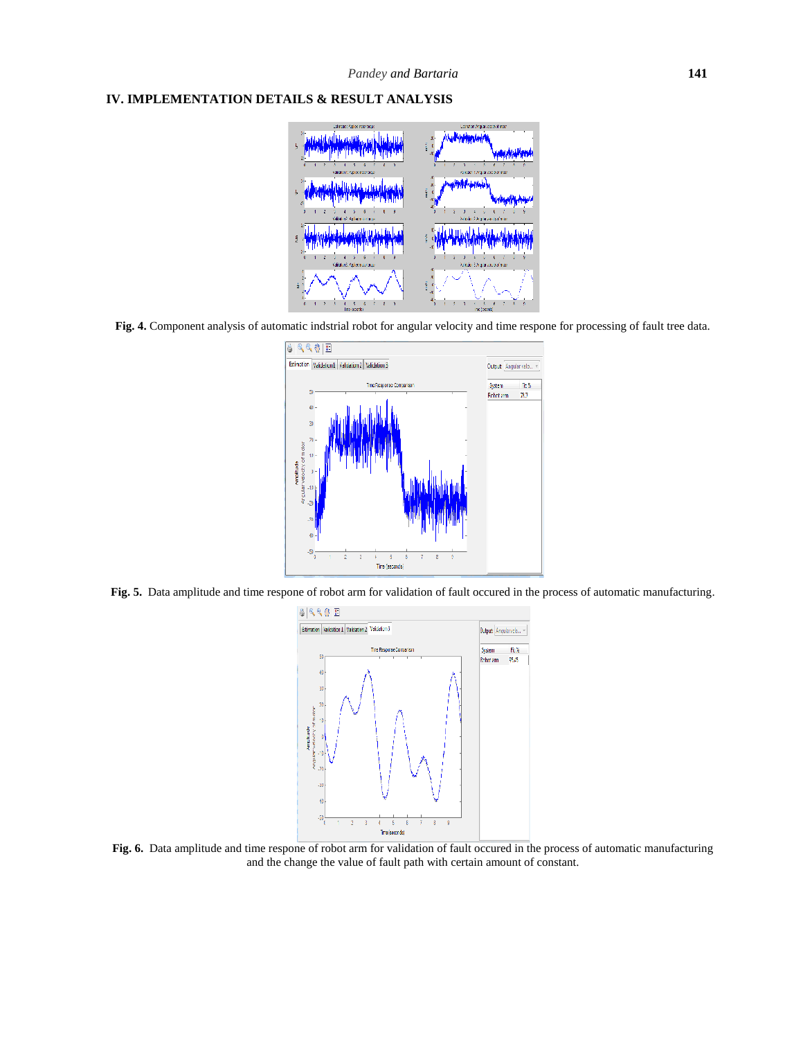## IV. IMPLEMENTATION DETAILS & RESULT ANALYSIS

**Fig. 4.** Component analysis of automatic indstrial robot for angular velocity and time respone for processing of fault tree data.

**Fig. 5.** Data amplitude and time respone of robot arm for validation of fault occured in the process of automatic manufacturing.

**Fig. 6.** Data amplitude and time respone of robot arm for validation of fault occured in the process of automatic manufacturing and the change the value of fault path with certain amount of constant.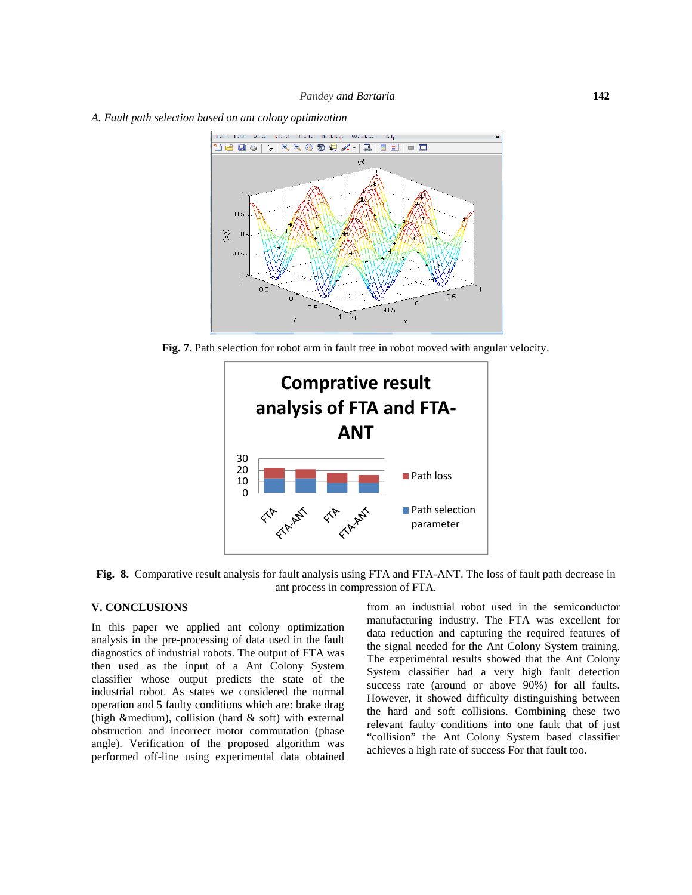*A. Fault path selection based on ant colony optimization*

**Fig. 7.** Path selection for robot arm in fault tree in robot moved with angular velocity.

**Fig. 8.** Comparative result analysis for fault analysis using FTA and FTA-ANT. The loss of fault path decrease in ant process in compression of FTA.

## V. CONCLUSIONS

In this paper we applied ant colony optimization analysis in the pre-processing of data used in the fault diagnostics of industrial robots. The output of FTA was then used as the input of a Ant Colony System classifier whose output predicts the state of the industrial robot. As states we considered the normal operation and 5 faulty conditions which are: brake drag (high &medium), collision (hard & soft) with external obstruction and incorrect motor commutation (phase angle). Verification of the proposed algorithm was performed off-line using experimental data obtained from an industrial robot used in the semiconductor manufacturing industry. The FTA was excellent for data reduction and capturing the required features of the signal needed for the Ant Colony System training. The experimental results showed that the Ant Colony System classifier had a very high fault detection success rate (around or above 90%) for all faults. However, it showed difficulty distinguishing between the hard and soft collisions. Combining these two relevant faulty conditions into one fault that of just "collision" the Ant Colony System based classifier achieves a high rate of success For that fault too.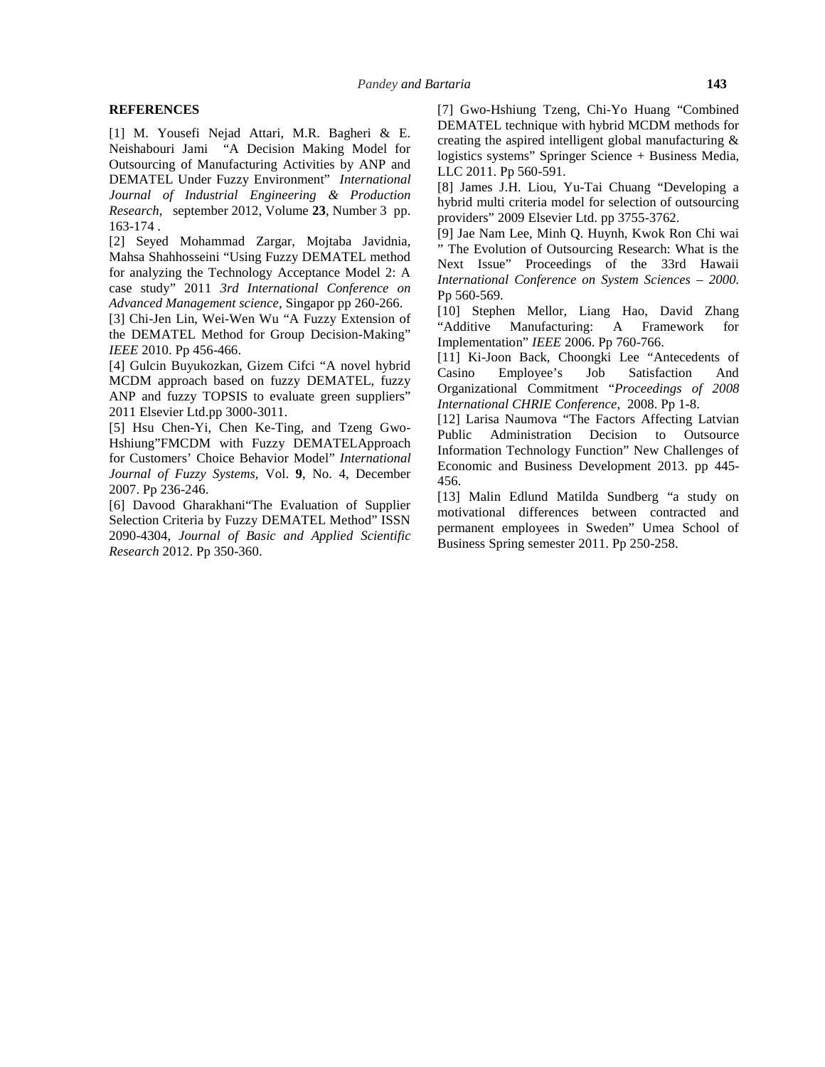## REFERENCES

[1] M. Yousefi Nejad Attari, M.R. Bagheri & E. Neishabouri Jami "A Decision Making Model for Outsourcing of Manufacturing Activities by ANP and DEMATEL Under Fuzzy Environment" *International Journal of Industrial Engineering & Production Research*, september 2012, Volume **23**, Number 3 pp. 163-174 .

[2] Seyed Mohammad Zargar, Mojtaba Javidnia, Mahsa Shahhosseini "Using Fuzzy DEMATEL method for analyzing the Technology Acceptance Model 2: A case study" 2011 *3rd International Conference on Advanced Management science,* Singapor pp 260-266.

[3] Chi-Jen Lin, Wei-Wen Wu "A Fuzzy Extension of the DEMATEL Method for Group Decision-Making" *IEEE* 2010. Pp 456-466.

[4] Gulcin Buyukozkan, Gizem Cifci "A novel hybrid MCDM approach based on fuzzy DEMATEL, fuzzy ANP and fuzzy TOPSIS to evaluate green suppliers" 2011 Elsevier Ltd.pp 3000-3011.

[5] Hsu Chen-Yi, Chen Ke-Ting, and Tzeng Gwo-Hshiung"FMCDM with Fuzzy DEMATELApproach for Customers' Choice Behavior Model" *International Journal of Fuzzy Systems,* Vol. **9**, No. 4, December 2007. Pp 236-246.

[6] Davood Gharakhani"The Evaluation of Supplier Selection Criteria by Fuzzy DEMATEL Method" ISSN 2090-4304, *Journal of Basic and Applied Scientific Research* 2012. Pp 350-360.

[7] Gwo-Hshiung Tzeng, Chi-Yo Huang "Combined DEMATEL technique with hybrid MCDM methods for creating the aspired intelligent global manufacturing & logistics systems" Springer Science + Business Media, LLC 2011. Pp 560-591.

[8] James J.H. Liou, Yu-Tai Chuang "Developing a hybrid multi criteria model for selection of outsourcing providers" 2009 Elsevier Ltd. pp 3755-3762.

[9] Jae Nam Lee, Minh Q. Huynh, Kwok Ron Chi wai " The Evolution of Outsourcing Research: What is the Next Issue" Proceedings of the 33rd Hawaii *International Conference on System Sciences – 2000.* Pp 560-569.

[10] Stephen Mellor, Liang Hao, David Zhang "Additive Manufacturing: A Framework for Implementation" *IEEE* 2006. Pp 760-766.

[11] Ki-Joon Back, Choongki Lee "Antecedents of Casino Employee's Job Satisfaction And Organizational Commitment "*Proceedings of 2008 International CHRIE Conference*, 2008. Pp 1-8.

[12] Larisa Naumova "The Factors Affecting Latvian Public Administration Decision to Outsource Information Technology Function" New Challenges of Economic and Business Development 2013. pp 445-456.

[13] Malin Edlund Matilda Sundberg "a study on motivational differences between contracted and permanent employees in Sweden" Umea School of Business Spring semester 2011. Pp 250-258.